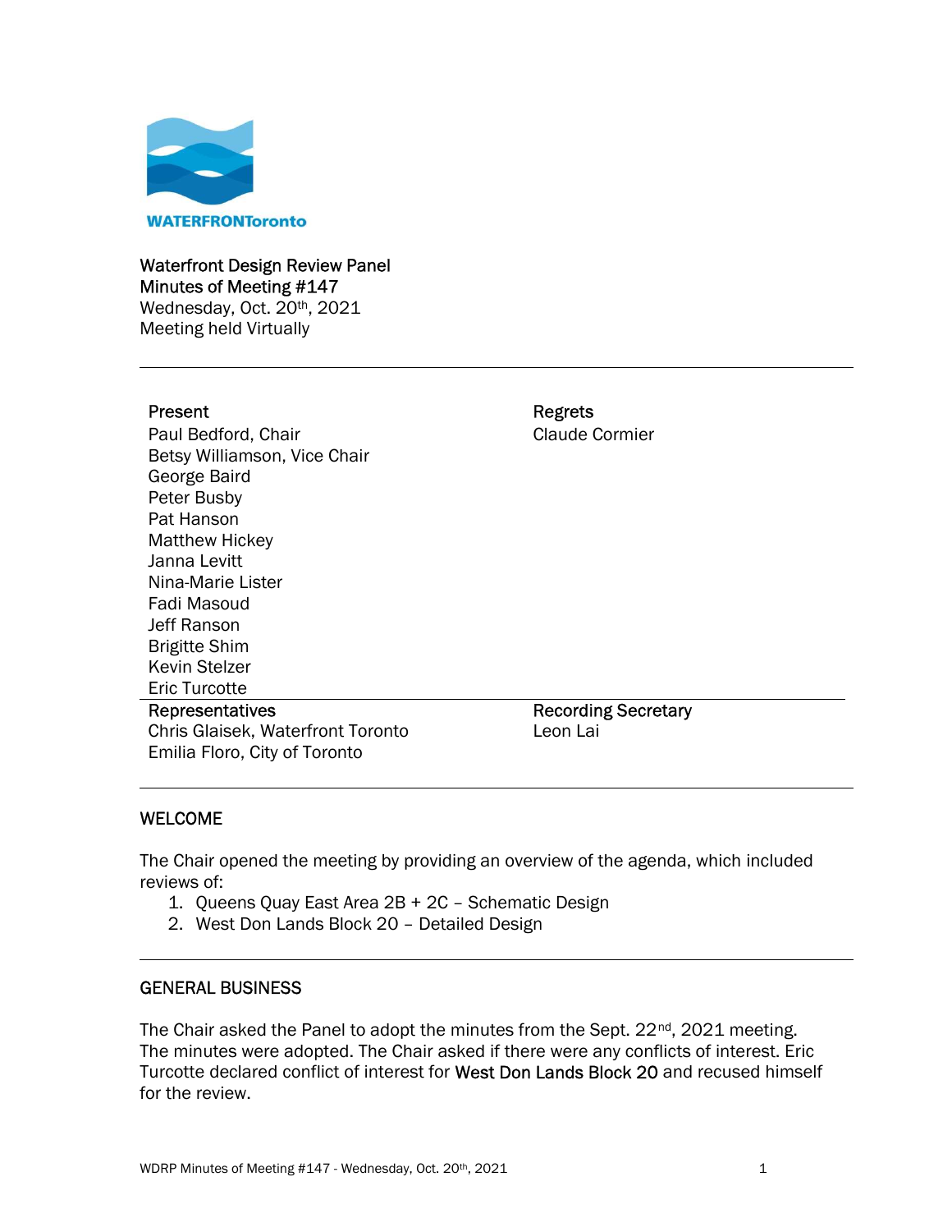WATERFRONToronto

# Waterfront Design Review Panel

## Minutes of Meeting #147

Wednesday, Oct. 20th, 2021
Meeting held Virtually

---

**Present**
Paul Bedford, Chair
Betsy Williamson, Vice Chair
George Baird
Peter Busby
Pat Hanson
Matthew Hickey
Janna Levitt
Nina-Marie Lister
Fadi Masoud
Jeff Ranson
Brigitte Shim
Kevin Stelzer
Eric Turcotte

**Regrets**
Claude Cormier

**Representatives**
Chris Glaisek, Waterfront Toronto
Emilia Floro, City of Toronto

**Recording Secretary**
Leon Lai

---

## WELCOME

The Chair opened the meeting by providing an overview of the agenda, which included reviews of:

1. Queens Quay East Area 2B + 2C – Schematic Design
2. West Don Lands Block 20 – Detailed Design

---

## GENERAL BUSINESS

The Chair asked the Panel to adopt the minutes from the Sept. 22nd, 2021 meeting. The minutes were adopted. The Chair asked if there were any conflicts of interest. Eric Turcotte declared conflict of interest for West Don Lands Block 20 and recused himself for the review.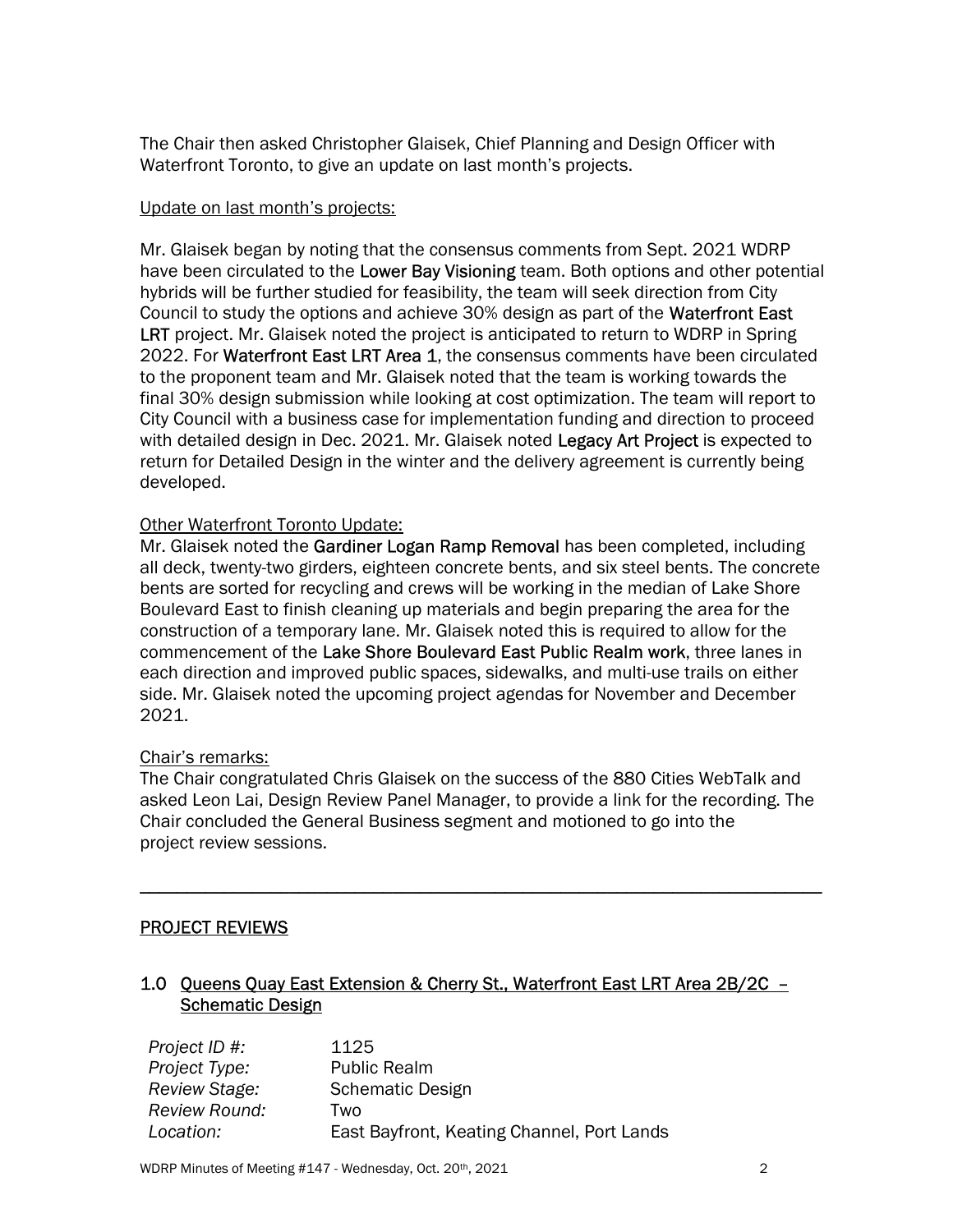The Chair then asked Christopher Glaisek, Chief Planning and Design Officer with Waterfront Toronto, to give an update on last month's projects.

Update on last month's projects:

Mr. Glaisek began by noting that the consensus comments from Sept. 2021 WDRP have been circulated to the **Lower Bay Visioning** team. Both options and other potential hybrids will be further studied for feasibility, the team will seek direction from City Council to study the options and achieve 30% design as part of the **Waterfront East LRT** project. Mr. Glaisek noted the project is anticipated to return to WDRP in Spring 2022. For **Waterfront East LRT Area 1**, the consensus comments have been circulated to the proponent team and Mr. Glaisek noted that the team is working towards the final 30% design submission while looking at cost optimization. The team will report to City Council with a business case for implementation funding and direction to proceed with detailed design in Dec. 2021. Mr. Glaisek noted **Legacy Art Project** is expected to return for Detailed Design in the winter and the delivery agreement is currently being developed.

Other Waterfront Toronto Update:

Mr. Glaisek noted the **Gardiner Logan Ramp Removal** has been completed, including all deck, twenty-two girders, eighteen concrete bents, and six steel bents. The concrete bents are sorted for recycling and crews will be working in the median of Lake Shore Boulevard East to finish cleaning up materials and begin preparing the area for the construction of a temporary lane. Mr. Glaisek noted this is required to allow for the commencement of the **Lake Shore Boulevard East Public Realm work**, three lanes in each direction and improved public spaces, sidewalks, and multi-use trails on either side. Mr. Glaisek noted the upcoming project agendas for November and December 2021.

Chair's remarks:

The Chair congratulated Chris Glaisek on the success of the 880 Cities WebTalk and asked Leon Lai, Design Review Panel Manager, to provide a link for the recording. The Chair concluded the General Business segment and motioned to go into the project review sessions.

---

## PROJECT REVIEWS

### 1.0 Queens Quay East Extension & Cherry St., Waterfront East LRT Area 2B/2C – Schematic Design

| | |
|---|---|
| *Project ID #:* | 1125 |
| *Project Type:* | Public Realm |
| *Review Stage:* | Schematic Design |
| *Review Round:* | Two |
| *Location:* | East Bayfront, Keating Channel, Port Lands |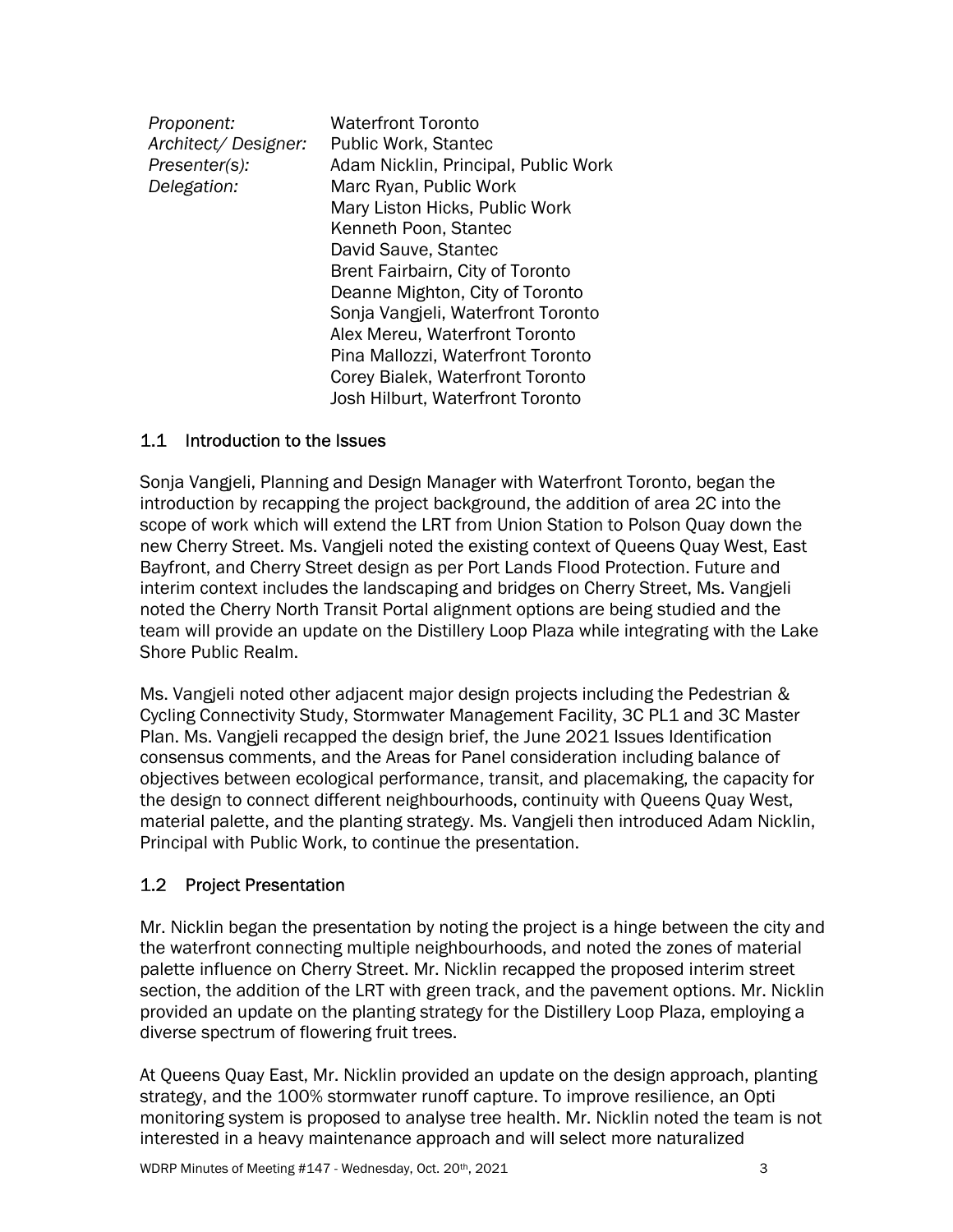*Proponent:* Waterfront Toronto
*Architect/ Designer:* Public Work, Stantec
*Presenter(s):* Adam Nicklin, Principal, Public Work
*Delegation:* Marc Ryan, Public Work
Mary Liston Hicks, Public Work
Kenneth Poon, Stantec
David Sauve, Stantec
Brent Fairbairn, City of Toronto
Deanne Mighton, City of Toronto
Sonja Vangjeli, Waterfront Toronto
Alex Mereu, Waterfront Toronto
Pina Mallozzi, Waterfront Toronto
Corey Bialek, Waterfront Toronto
Josh Hilburt, Waterfront Toronto

## 1.1 Introduction to the Issues

Sonja Vangjeli, Planning and Design Manager with Waterfront Toronto, began the introduction by recapping the project background, the addition of area 2C into the scope of work which will extend the LRT from Union Station to Polson Quay down the new Cherry Street. Ms. Vangjeli noted the existing context of Queens Quay West, East Bayfront, and Cherry Street design as per Port Lands Flood Protection. Future and interim context includes the landscaping and bridges on Cherry Street, Ms. Vangjeli noted the Cherry North Transit Portal alignment options are being studied and the team will provide an update on the Distillery Loop Plaza while integrating with the Lake Shore Public Realm.

Ms. Vangjeli noted other adjacent major design projects including the Pedestrian & Cycling Connectivity Study, Stormwater Management Facility, 3C PL1 and 3C Master Plan. Ms. Vangjeli recapped the design brief, the June 2021 Issues Identification consensus comments, and the Areas for Panel consideration including balance of objectives between ecological performance, transit, and placemaking, the capacity for the design to connect different neighbourhoods, continuity with Queens Quay West, material palette, and the planting strategy. Ms. Vangjeli then introduced Adam Nicklin, Principal with Public Work, to continue the presentation.

## 1.2 Project Presentation

Mr. Nicklin began the presentation by noting the project is a hinge between the city and the waterfront connecting multiple neighbourhoods, and noted the zones of material palette influence on Cherry Street. Mr. Nicklin recapped the proposed interim street section, the addition of the LRT with green track, and the pavement options. Mr. Nicklin provided an update on the planting strategy for the Distillery Loop Plaza, employing a diverse spectrum of flowering fruit trees.

At Queens Quay East, Mr. Nicklin provided an update on the design approach, planting strategy, and the 100% stormwater runoff capture. To improve resilience, an Opti monitoring system is proposed to analyse tree health. Mr. Nicklin noted the team is not interested in a heavy maintenance approach and will select more naturalized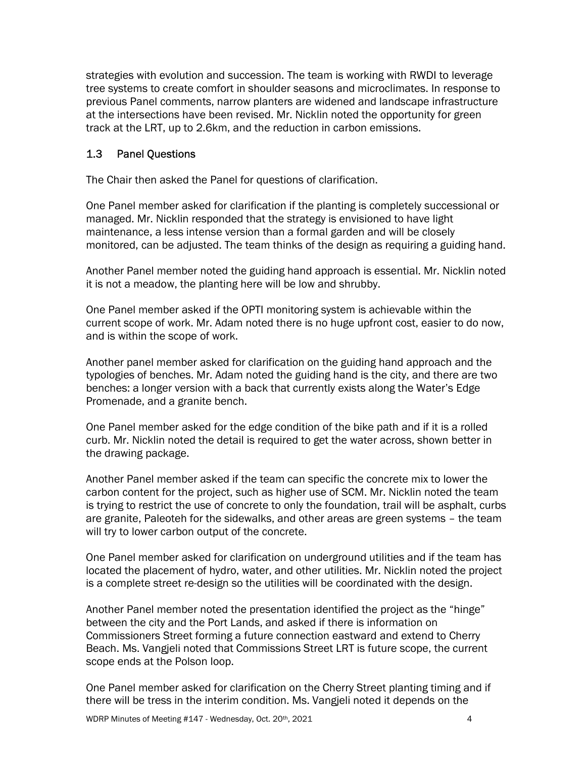strategies with evolution and succession. The team is working with RWDI to leverage tree systems to create comfort in shoulder seasons and microclimates. In response to previous Panel comments, narrow planters are widened and landscape infrastructure at the intersections have been revised. Mr. Nicklin noted the opportunity for green track at the LRT, up to 2.6km, and the reduction in carbon emissions.

## 1.3 Panel Questions

The Chair then asked the Panel for questions of clarification.

One Panel member asked for clarification if the planting is completely successional or managed. Mr. Nicklin responded that the strategy is envisioned to have light maintenance, a less intense version than a formal garden and will be closely monitored, can be adjusted. The team thinks of the design as requiring a guiding hand.

Another Panel member noted the guiding hand approach is essential. Mr. Nicklin noted it is not a meadow, the planting here will be low and shrubby.

One Panel member asked if the OPTI monitoring system is achievable within the current scope of work. Mr. Adam noted there is no huge upfront cost, easier to do now, and is within the scope of work.

Another panel member asked for clarification on the guiding hand approach and the typologies of benches. Mr. Adam noted the guiding hand is the city, and there are two benches: a longer version with a back that currently exists along the Water's Edge Promenade, and a granite bench.

One Panel member asked for the edge condition of the bike path and if it is a rolled curb. Mr. Nicklin noted the detail is required to get the water across, shown better in the drawing package.

Another Panel member asked if the team can specific the concrete mix to lower the carbon content for the project, such as higher use of SCM. Mr. Nicklin noted the team is trying to restrict the use of concrete to only the foundation, trail will be asphalt, curbs are granite, Paleoteh for the sidewalks, and other areas are green systems – the team will try to lower carbon output of the concrete.

One Panel member asked for clarification on underground utilities and if the team has located the placement of hydro, water, and other utilities. Mr. Nicklin noted the project is a complete street re-design so the utilities will be coordinated with the design.

Another Panel member noted the presentation identified the project as the "hinge" between the city and the Port Lands, and asked if there is information on Commissioners Street forming a future connection eastward and extend to Cherry Beach. Ms. Vangjeli noted that Commissions Street LRT is future scope, the current scope ends at the Polson loop.

One Panel member asked for clarification on the Cherry Street planting timing and if there will be tress in the interim condition. Ms. Vangjeli noted it depends on the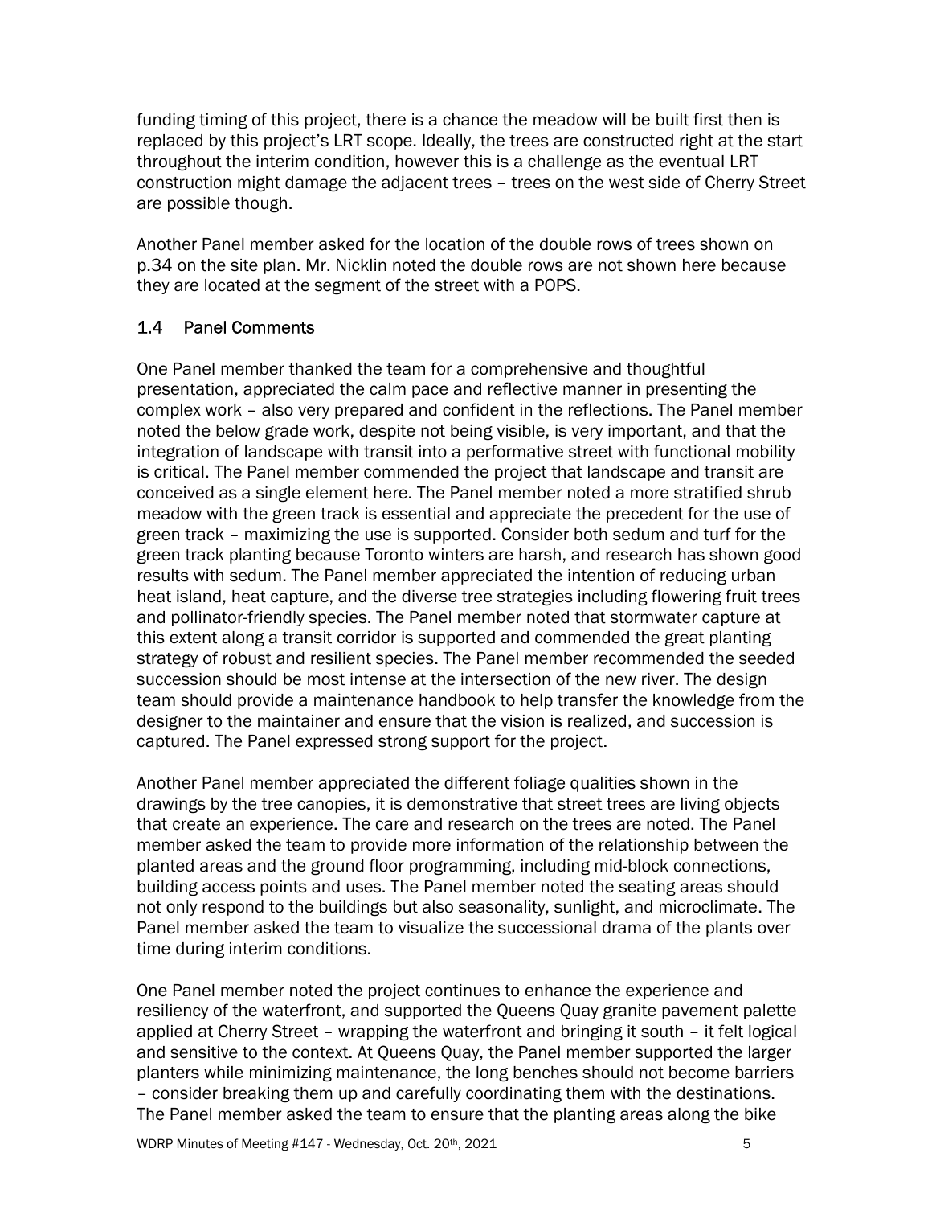funding timing of this project, there is a chance the meadow will be built first then is replaced by this project's LRT scope. Ideally, the trees are constructed right at the start throughout the interim condition, however this is a challenge as the eventual LRT construction might damage the adjacent trees – trees on the west side of Cherry Street are possible though.

Another Panel member asked for the location of the double rows of trees shown on p.34 on the site plan. Mr. Nicklin noted the double rows are not shown here because they are located at the segment of the street with a POPS.

### 1.4 Panel Comments

One Panel member thanked the team for a comprehensive and thoughtful presentation, appreciated the calm pace and reflective manner in presenting the complex work – also very prepared and confident in the reflections. The Panel member noted the below grade work, despite not being visible, is very important, and that the integration of landscape with transit into a performative street with functional mobility is critical. The Panel member commended the project that landscape and transit are conceived as a single element here. The Panel member noted a more stratified shrub meadow with the green track is essential and appreciate the precedent for the use of green track – maximizing the use is supported. Consider both sedum and turf for the green track planting because Toronto winters are harsh, and research has shown good results with sedum. The Panel member appreciated the intention of reducing urban heat island, heat capture, and the diverse tree strategies including flowering fruit trees and pollinator-friendly species. The Panel member noted that stormwater capture at this extent along a transit corridor is supported and commended the great planting strategy of robust and resilient species. The Panel member recommended the seeded succession should be most intense at the intersection of the new river. The design team should provide a maintenance handbook to help transfer the knowledge from the designer to the maintainer and ensure that the vision is realized, and succession is captured. The Panel expressed strong support for the project.

Another Panel member appreciated the different foliage qualities shown in the drawings by the tree canopies, it is demonstrative that street trees are living objects that create an experience. The care and research on the trees are noted. The Panel member asked the team to provide more information of the relationship between the planted areas and the ground floor programming, including mid-block connections, building access points and uses. The Panel member noted the seating areas should not only respond to the buildings but also seasonality, sunlight, and microclimate. The Panel member asked the team to visualize the successional drama of the plants over time during interim conditions.

One Panel member noted the project continues to enhance the experience and resiliency of the waterfront, and supported the Queens Quay granite pavement palette applied at Cherry Street – wrapping the waterfront and bringing it south – it felt logical and sensitive to the context. At Queens Quay, the Panel member supported the larger planters while minimizing maintenance, the long benches should not become barriers – consider breaking them up and carefully coordinating them with the destinations. The Panel member asked the team to ensure that the planting areas along the bike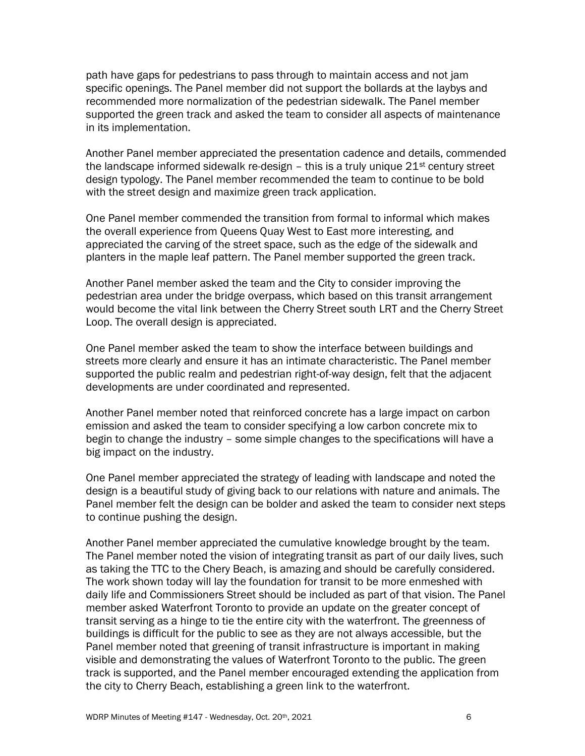path have gaps for pedestrians to pass through to maintain access and not jam specific openings. The Panel member did not support the bollards at the laybys and recommended more normalization of the pedestrian sidewalk. The Panel member supported the green track and asked the team to consider all aspects of maintenance in its implementation.

Another Panel member appreciated the presentation cadence and details, commended the landscape informed sidewalk re-design – this is a truly unique 21st century street design typology. The Panel member recommended the team to continue to be bold with the street design and maximize green track application.

One Panel member commended the transition from formal to informal which makes the overall experience from Queens Quay West to East more interesting, and appreciated the carving of the street space, such as the edge of the sidewalk and planters in the maple leaf pattern. The Panel member supported the green track.

Another Panel member asked the team and the City to consider improving the pedestrian area under the bridge overpass, which based on this transit arrangement would become the vital link between the Cherry Street south LRT and the Cherry Street Loop. The overall design is appreciated.

One Panel member asked the team to show the interface between buildings and streets more clearly and ensure it has an intimate characteristic. The Panel member supported the public realm and pedestrian right-of-way design, felt that the adjacent developments are under coordinated and represented.

Another Panel member noted that reinforced concrete has a large impact on carbon emission and asked the team to consider specifying a low carbon concrete mix to begin to change the industry – some simple changes to the specifications will have a big impact on the industry.

One Panel member appreciated the strategy of leading with landscape and noted the design is a beautiful study of giving back to our relations with nature and animals. The Panel member felt the design can be bolder and asked the team to consider next steps to continue pushing the design.

Another Panel member appreciated the cumulative knowledge brought by the team. The Panel member noted the vision of integrating transit as part of our daily lives, such as taking the TTC to the Chery Beach, is amazing and should be carefully considered. The work shown today will lay the foundation for transit to be more enmeshed with daily life and Commissioners Street should be included as part of that vision. The Panel member asked Waterfront Toronto to provide an update on the greater concept of transit serving as a hinge to tie the entire city with the waterfront. The greenness of buildings is difficult for the public to see as they are not always accessible, but the Panel member noted that greening of transit infrastructure is important in making visible and demonstrating the values of Waterfront Toronto to the public. The green track is supported, and the Panel member encouraged extending the application from the city to Cherry Beach, establishing a green link to the waterfront.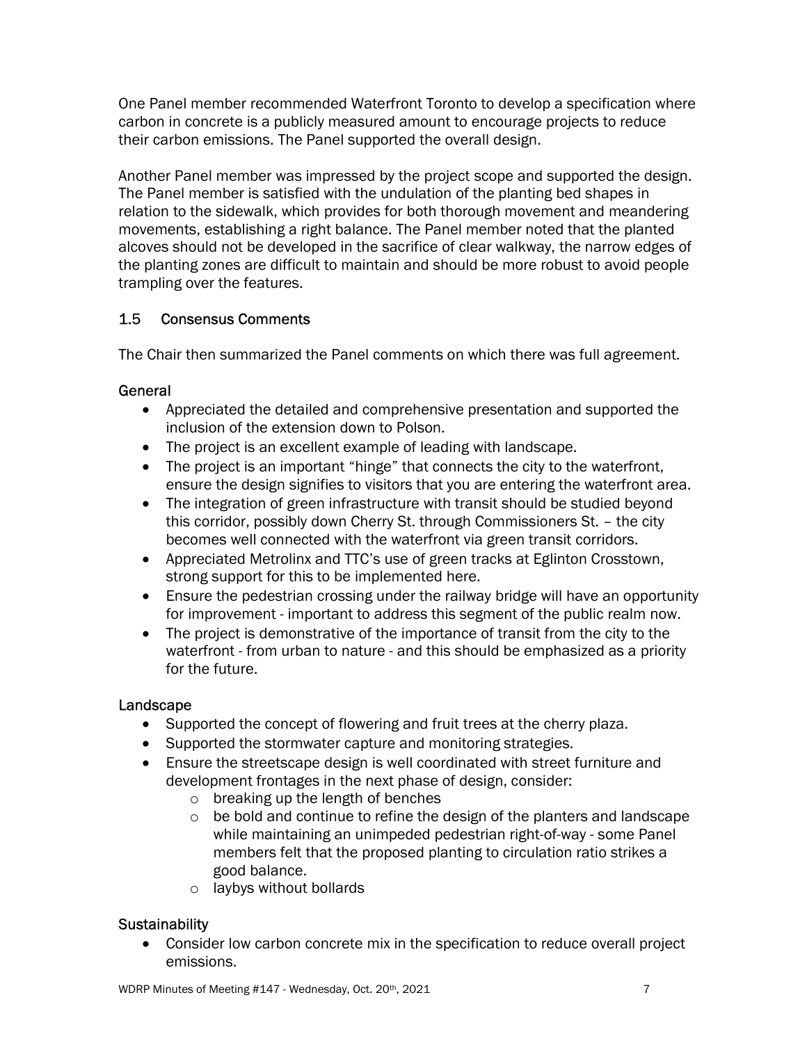One Panel member recommended Waterfront Toronto to develop a specification where carbon in concrete is a publicly measured amount to encourage projects to reduce their carbon emissions. The Panel supported the overall design.

Another Panel member was impressed by the project scope and supported the design. The Panel member is satisfied with the undulation of the planting bed shapes in relation to the sidewalk, which provides for both thorough movement and meandering movements, establishing a right balance. The Panel member noted that the planted alcoves should not be developed in the sacrifice of clear walkway, the narrow edges of the planting zones are difficult to maintain and should be more robust to avoid people trampling over the features.

## 1.5 Consensus Comments

The Chair then summarized the Panel comments on which there was full agreement.

### General

- Appreciated the detailed and comprehensive presentation and supported the inclusion of the extension down to Polson.
- The project is an excellent example of leading with landscape.
- The project is an important "hinge" that connects the city to the waterfront, ensure the design signifies to visitors that you are entering the waterfront area.
- The integration of green infrastructure with transit should be studied beyond this corridor, possibly down Cherry St. through Commissioners St. – the city becomes well connected with the waterfront via green transit corridors.
- Appreciated Metrolinx and TTC's use of green tracks at Eglinton Crosstown, strong support for this to be implemented here.
- Ensure the pedestrian crossing under the railway bridge will have an opportunity for improvement - important to address this segment of the public realm now.
- The project is demonstrative of the importance of transit from the city to the waterfront - from urban to nature - and this should be emphasized as a priority for the future.

### Landscape

- Supported the concept of flowering and fruit trees at the cherry plaza.
- Supported the stormwater capture and monitoring strategies.
- Ensure the streetscape design is well coordinated with street furniture and development frontages in the next phase of design, consider:
  - breaking up the length of benches
  - be bold and continue to refine the design of the planters and landscape while maintaining an unimpeded pedestrian right-of-way - some Panel members felt that the proposed planting to circulation ratio strikes a good balance.
  - laybys without bollards

### Sustainability

- Consider low carbon concrete mix in the specification to reduce overall project emissions.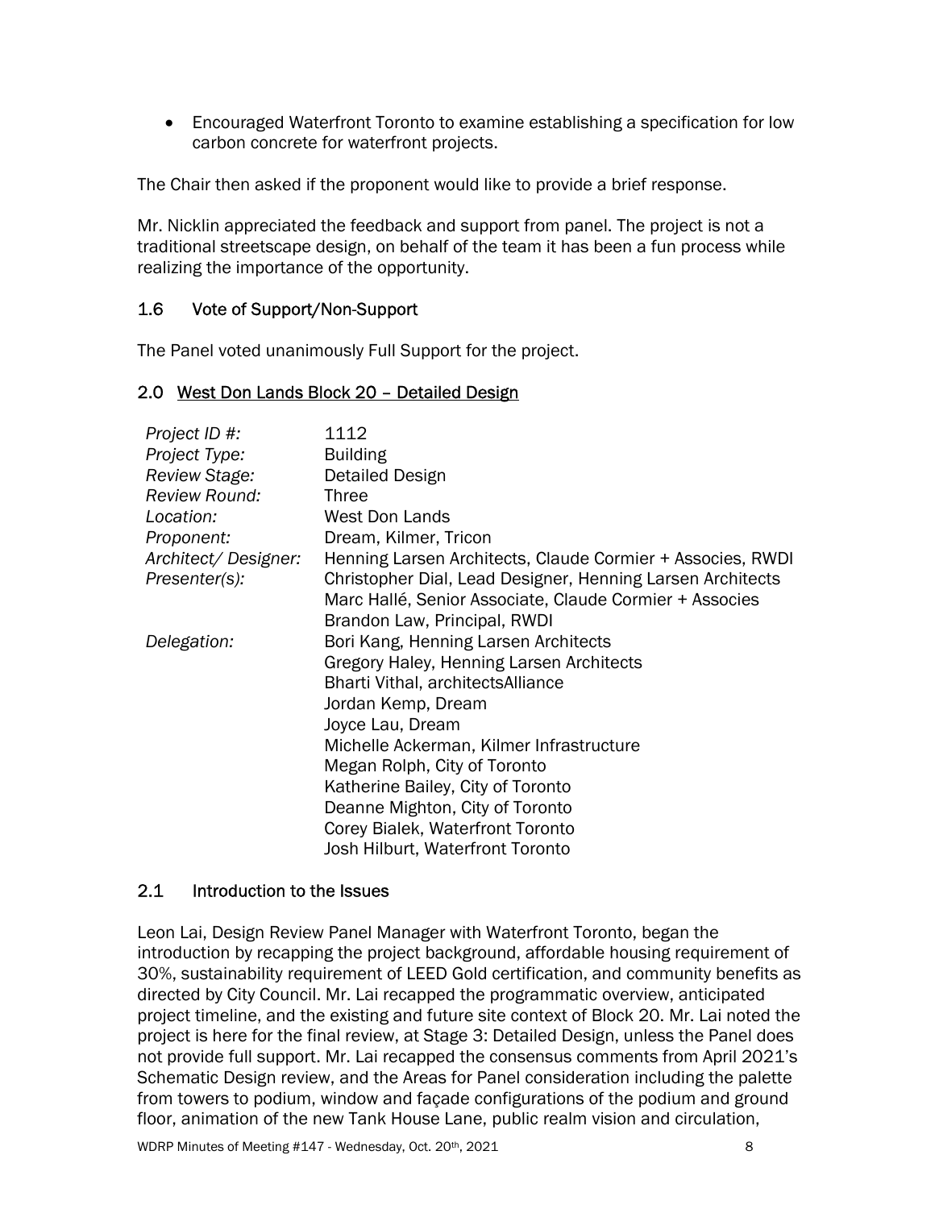- Encouraged Waterfront Toronto to examine establishing a specification for low carbon concrete for waterfront projects.

The Chair then asked if the proponent would like to provide a brief response.

Mr. Nicklin appreciated the feedback and support from panel. The project is not a traditional streetscape design, on behalf of the team it has been a fun process while realizing the importance of the opportunity.

### 1.6 Vote of Support/Non-Support

The Panel voted unanimously Full Support for the project.

## 2.0 West Don Lands Block 20 – Detailed Design

| | |
|---|---|
| *Project ID #:* | 1112 |
| *Project Type:* | Building |
| *Review Stage:* | Detailed Design |
| *Review Round:* | Three |
| *Location:* | West Don Lands |
| *Proponent:* | Dream, Kilmer, Tricon |
| *Architect/ Designer:* | Henning Larsen Architects, Claude Cormier + Associes, RWDI |
| *Presenter(s):* | Christopher Dial, Lead Designer, Henning Larsen Architects<br>Marc Hallé, Senior Associate, Claude Cormier + Associes<br>Brandon Law, Principal, RWDI |
| *Delegation:* | Bori Kang, Henning Larsen Architects<br>Gregory Haley, Henning Larsen Architects<br>Bharti Vithal, architectsAlliance<br>Jordan Kemp, Dream<br>Joyce Lau, Dream<br>Michelle Ackerman, Kilmer Infrastructure<br>Megan Rolph, City of Toronto<br>Katherine Bailey, City of Toronto<br>Deanne Mighton, City of Toronto<br>Corey Bialek, Waterfront Toronto<br>Josh Hilburt, Waterfront Toronto |

### 2.1 Introduction to the Issues

Leon Lai, Design Review Panel Manager with Waterfront Toronto, began the introduction by recapping the project background, affordable housing requirement of 30%, sustainability requirement of LEED Gold certification, and community benefits as directed by City Council. Mr. Lai recapped the programmatic overview, anticipated project timeline, and the existing and future site context of Block 20. Mr. Lai noted the project is here for the final review, at Stage 3: Detailed Design, unless the Panel does not provide full support. Mr. Lai recapped the consensus comments from April 2021's Schematic Design review, and the Areas for Panel consideration including the palette from towers to podium, window and façade configurations of the podium and ground floor, animation of the new Tank House Lane, public realm vision and circulation,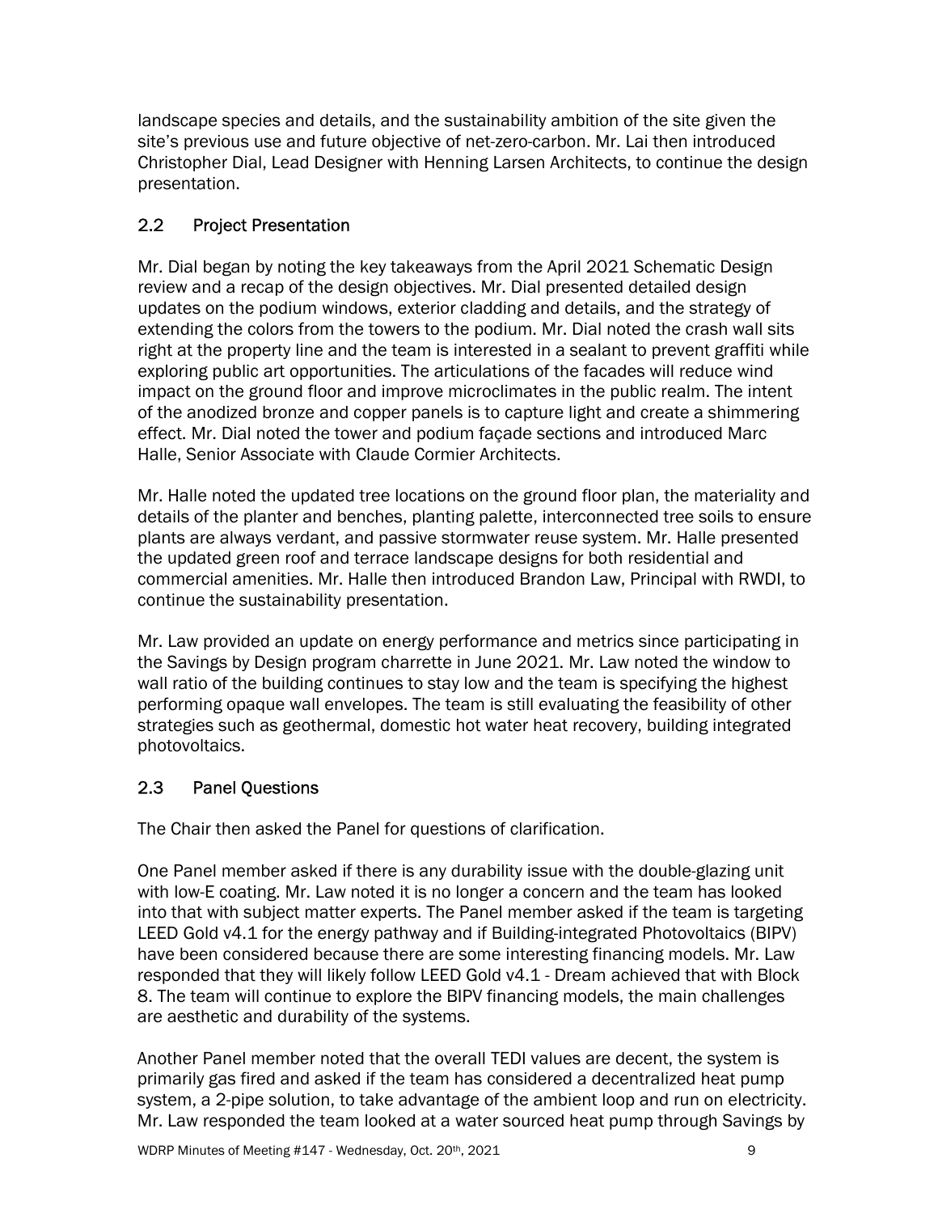landscape species and details, and the sustainability ambition of the site given the site's previous use and future objective of net-zero-carbon. Mr. Lai then introduced Christopher Dial, Lead Designer with Henning Larsen Architects, to continue the design presentation.

## 2.2 Project Presentation

Mr. Dial began by noting the key takeaways from the April 2021 Schematic Design review and a recap of the design objectives. Mr. Dial presented detailed design updates on the podium windows, exterior cladding and details, and the strategy of extending the colors from the towers to the podium. Mr. Dial noted the crash wall sits right at the property line and the team is interested in a sealant to prevent graffiti while exploring public art opportunities. The articulations of the facades will reduce wind impact on the ground floor and improve microclimates in the public realm. The intent of the anodized bronze and copper panels is to capture light and create a shimmering effect. Mr. Dial noted the tower and podium façade sections and introduced Marc Halle, Senior Associate with Claude Cormier Architects.

Mr. Halle noted the updated tree locations on the ground floor plan, the materiality and details of the planter and benches, planting palette, interconnected tree soils to ensure plants are always verdant, and passive stormwater reuse system. Mr. Halle presented the updated green roof and terrace landscape designs for both residential and commercial amenities. Mr. Halle then introduced Brandon Law, Principal with RWDI, to continue the sustainability presentation.

Mr. Law provided an update on energy performance and metrics since participating in the Savings by Design program charrette in June 2021. Mr. Law noted the window to wall ratio of the building continues to stay low and the team is specifying the highest performing opaque wall envelopes. The team is still evaluating the feasibility of other strategies such as geothermal, domestic hot water heat recovery, building integrated photovoltaics.

## 2.3 Panel Questions

The Chair then asked the Panel for questions of clarification.

One Panel member asked if there is any durability issue with the double-glazing unit with low-E coating. Mr. Law noted it is no longer a concern and the team has looked into that with subject matter experts. The Panel member asked if the team is targeting LEED Gold v4.1 for the energy pathway and if Building-integrated Photovoltaics (BIPV) have been considered because there are some interesting financing models. Mr. Law responded that they will likely follow LEED Gold v4.1 - Dream achieved that with Block 8. The team will continue to explore the BIPV financing models, the main challenges are aesthetic and durability of the systems.

Another Panel member noted that the overall TEDI values are decent, the system is primarily gas fired and asked if the team has considered a decentralized heat pump system, a 2-pipe solution, to take advantage of the ambient loop and run on electricity. Mr. Law responded the team looked at a water sourced heat pump through Savings by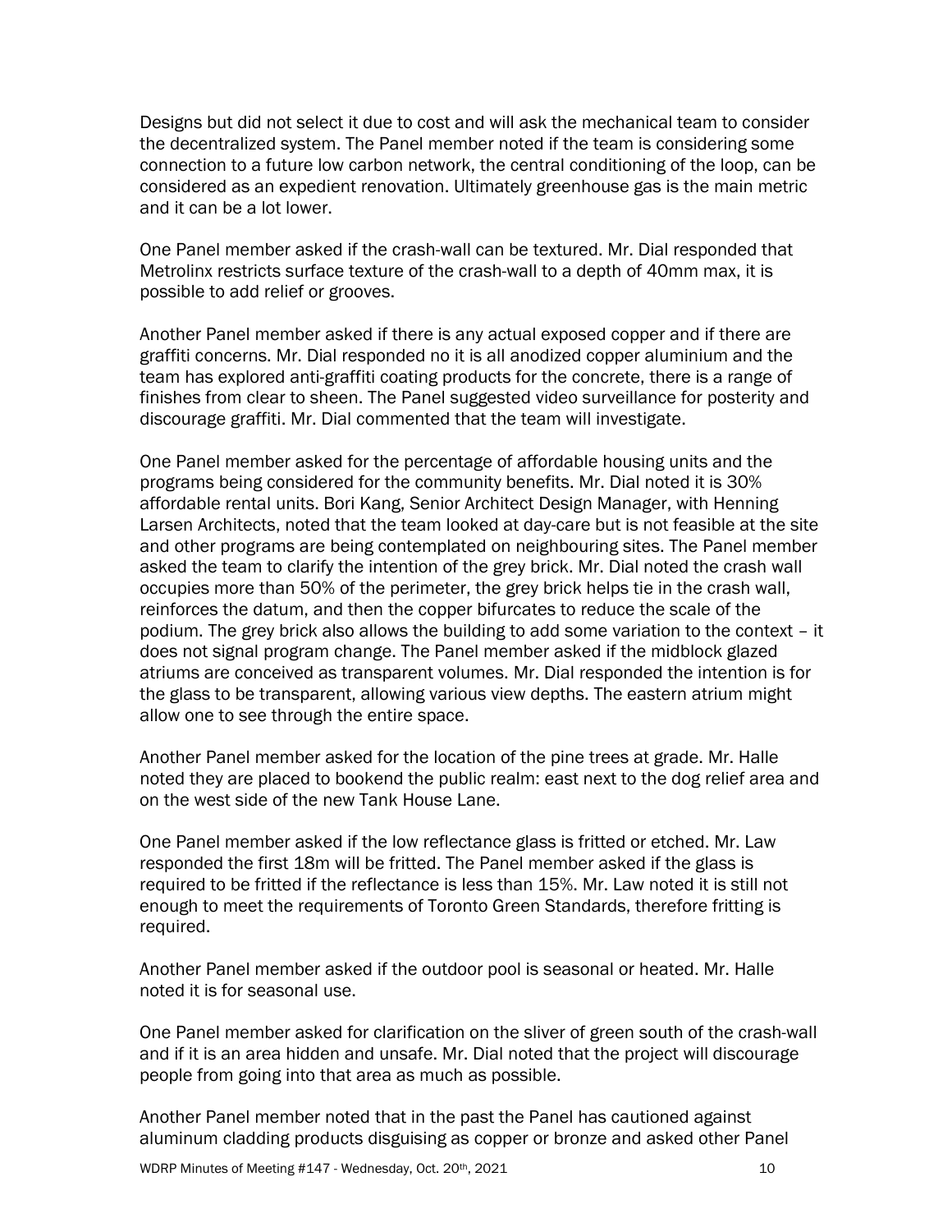Designs but did not select it due to cost and will ask the mechanical team to consider the decentralized system. The Panel member noted if the team is considering some connection to a future low carbon network, the central conditioning of the loop, can be considered as an expedient renovation. Ultimately greenhouse gas is the main metric and it can be a lot lower.

One Panel member asked if the crash-wall can be textured. Mr. Dial responded that Metrolinx restricts surface texture of the crash-wall to a depth of 40mm max, it is possible to add relief or grooves.

Another Panel member asked if there is any actual exposed copper and if there are graffiti concerns. Mr. Dial responded no it is all anodized copper aluminium and the team has explored anti-graffiti coating products for the concrete, there is a range of finishes from clear to sheen. The Panel suggested video surveillance for posterity and discourage graffiti. Mr. Dial commented that the team will investigate.

One Panel member asked for the percentage of affordable housing units and the programs being considered for the community benefits. Mr. Dial noted it is 30% affordable rental units. Bori Kang, Senior Architect Design Manager, with Henning Larsen Architects, noted that the team looked at day-care but is not feasible at the site and other programs are being contemplated on neighbouring sites. The Panel member asked the team to clarify the intention of the grey brick. Mr. Dial noted the crash wall occupies more than 50% of the perimeter, the grey brick helps tie in the crash wall, reinforces the datum, and then the copper bifurcates to reduce the scale of the podium. The grey brick also allows the building to add some variation to the context – it does not signal program change. The Panel member asked if the midblock glazed atriums are conceived as transparent volumes. Mr. Dial responded the intention is for the glass to be transparent, allowing various view depths. The eastern atrium might allow one to see through the entire space.

Another Panel member asked for the location of the pine trees at grade. Mr. Halle noted they are placed to bookend the public realm: east next to the dog relief area and on the west side of the new Tank House Lane.

One Panel member asked if the low reflectance glass is fritted or etched. Mr. Law responded the first 18m will be fritted. The Panel member asked if the glass is required to be fritted if the reflectance is less than 15%. Mr. Law noted it is still not enough to meet the requirements of Toronto Green Standards, therefore fritting is required.

Another Panel member asked if the outdoor pool is seasonal or heated. Mr. Halle noted it is for seasonal use.

One Panel member asked for clarification on the sliver of green south of the crash-wall and if it is an area hidden and unsafe. Mr. Dial noted that the project will discourage people from going into that area as much as possible.

Another Panel member noted that in the past the Panel has cautioned against aluminum cladding products disguising as copper or bronze and asked other Panel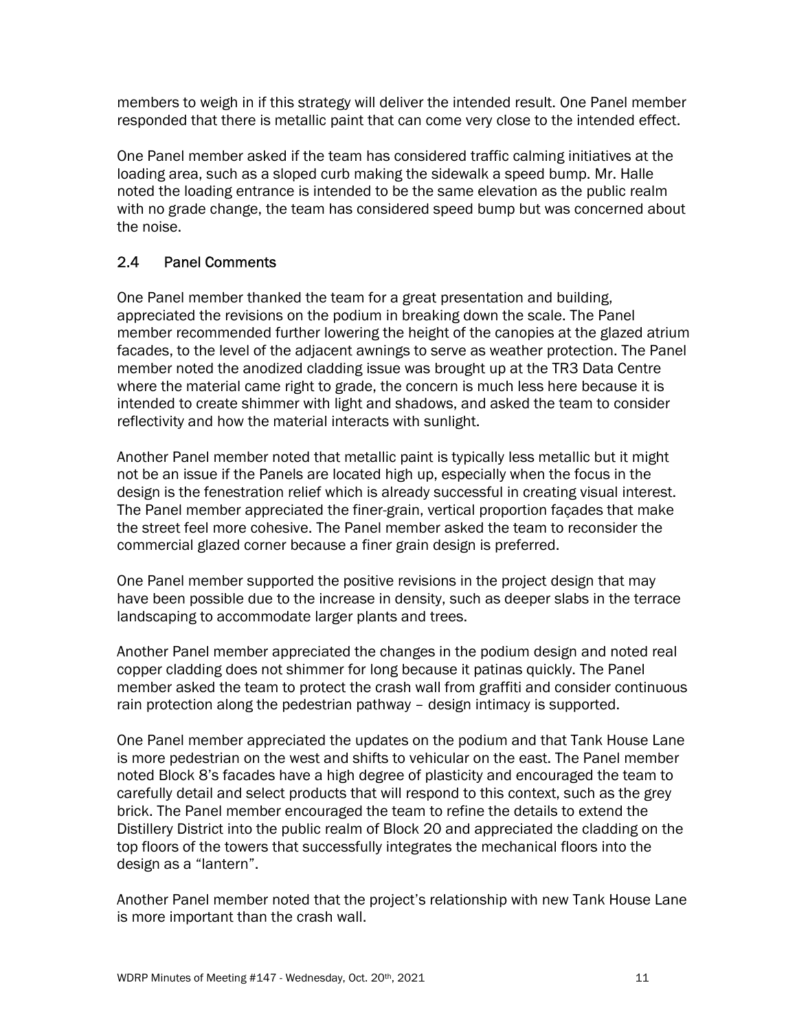members to weigh in if this strategy will deliver the intended result. One Panel member responded that there is metallic paint that can come very close to the intended effect.

One Panel member asked if the team has considered traffic calming initiatives at the loading area, such as a sloped curb making the sidewalk a speed bump. Mr. Halle noted the loading entrance is intended to be the same elevation as the public realm with no grade change, the team has considered speed bump but was concerned about the noise.

## 2.4 Panel Comments

One Panel member thanked the team for a great presentation and building, appreciated the revisions on the podium in breaking down the scale. The Panel member recommended further lowering the height of the canopies at the glazed atrium facades, to the level of the adjacent awnings to serve as weather protection. The Panel member noted the anodized cladding issue was brought up at the TR3 Data Centre where the material came right to grade, the concern is much less here because it is intended to create shimmer with light and shadows, and asked the team to consider reflectivity and how the material interacts with sunlight.

Another Panel member noted that metallic paint is typically less metallic but it might not be an issue if the Panels are located high up, especially when the focus in the design is the fenestration relief which is already successful in creating visual interest. The Panel member appreciated the finer-grain, vertical proportion façades that make the street feel more cohesive. The Panel member asked the team to reconsider the commercial glazed corner because a finer grain design is preferred.

One Panel member supported the positive revisions in the project design that may have been possible due to the increase in density, such as deeper slabs in the terrace landscaping to accommodate larger plants and trees.

Another Panel member appreciated the changes in the podium design and noted real copper cladding does not shimmer for long because it patinas quickly. The Panel member asked the team to protect the crash wall from graffiti and consider continuous rain protection along the pedestrian pathway – design intimacy is supported.

One Panel member appreciated the updates on the podium and that Tank House Lane is more pedestrian on the west and shifts to vehicular on the east. The Panel member noted Block 8's facades have a high degree of plasticity and encouraged the team to carefully detail and select products that will respond to this context, such as the grey brick. The Panel member encouraged the team to refine the details to extend the Distillery District into the public realm of Block 20 and appreciated the cladding on the top floors of the towers that successfully integrates the mechanical floors into the design as a "lantern".

Another Panel member noted that the project's relationship with new Tank House Lane is more important than the crash wall.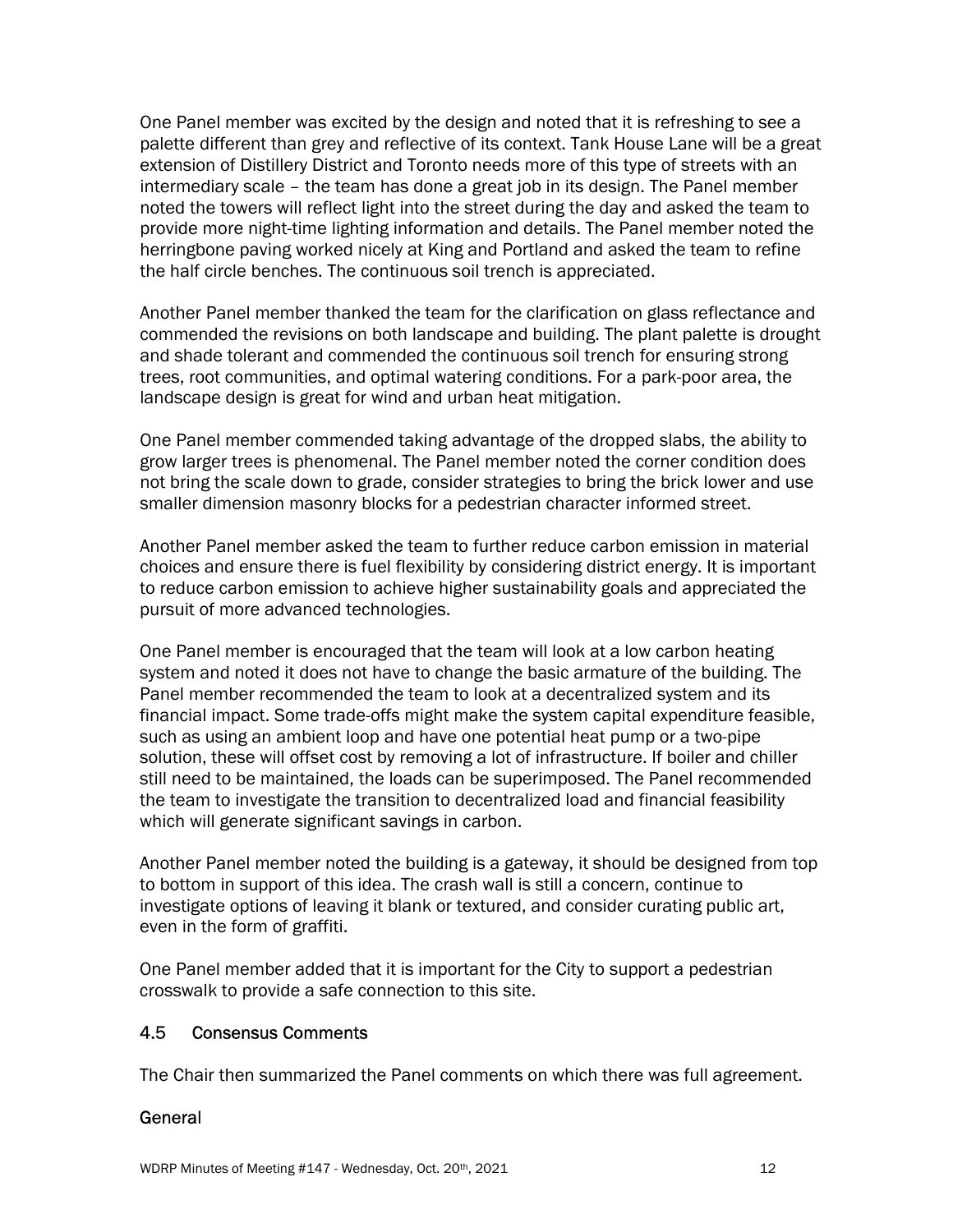One Panel member was excited by the design and noted that it is refreshing to see a palette different than grey and reflective of its context. Tank House Lane will be a great extension of Distillery District and Toronto needs more of this type of streets with an intermediary scale – the team has done a great job in its design. The Panel member noted the towers will reflect light into the street during the day and asked the team to provide more night-time lighting information and details. The Panel member noted the herringbone paving worked nicely at King and Portland and asked the team to refine the half circle benches. The continuous soil trench is appreciated.

Another Panel member thanked the team for the clarification on glass reflectance and commended the revisions on both landscape and building. The plant palette is drought and shade tolerant and commended the continuous soil trench for ensuring strong trees, root communities, and optimal watering conditions. For a park-poor area, the landscape design is great for wind and urban heat mitigation.

One Panel member commended taking advantage of the dropped slabs, the ability to grow larger trees is phenomenal. The Panel member noted the corner condition does not bring the scale down to grade, consider strategies to bring the brick lower and use smaller dimension masonry blocks for a pedestrian character informed street.

Another Panel member asked the team to further reduce carbon emission in material choices and ensure there is fuel flexibility by considering district energy. It is important to reduce carbon emission to achieve higher sustainability goals and appreciated the pursuit of more advanced technologies.

One Panel member is encouraged that the team will look at a low carbon heating system and noted it does not have to change the basic armature of the building. The Panel member recommended the team to look at a decentralized system and its financial impact. Some trade-offs might make the system capital expenditure feasible, such as using an ambient loop and have one potential heat pump or a two-pipe solution, these will offset cost by removing a lot of infrastructure. If boiler and chiller still need to be maintained, the loads can be superimposed. The Panel recommended the team to investigate the transition to decentralized load and financial feasibility which will generate significant savings in carbon.

Another Panel member noted the building is a gateway, it should be designed from top to bottom in support of this idea. The crash wall is still a concern, continue to investigate options of leaving it blank or textured, and consider curating public art, even in the form of graffiti.

One Panel member added that it is important for the City to support a pedestrian crosswalk to provide a safe connection to this site.

### 4.5 Consensus Comments

The Chair then summarized the Panel comments on which there was full agreement.

#### General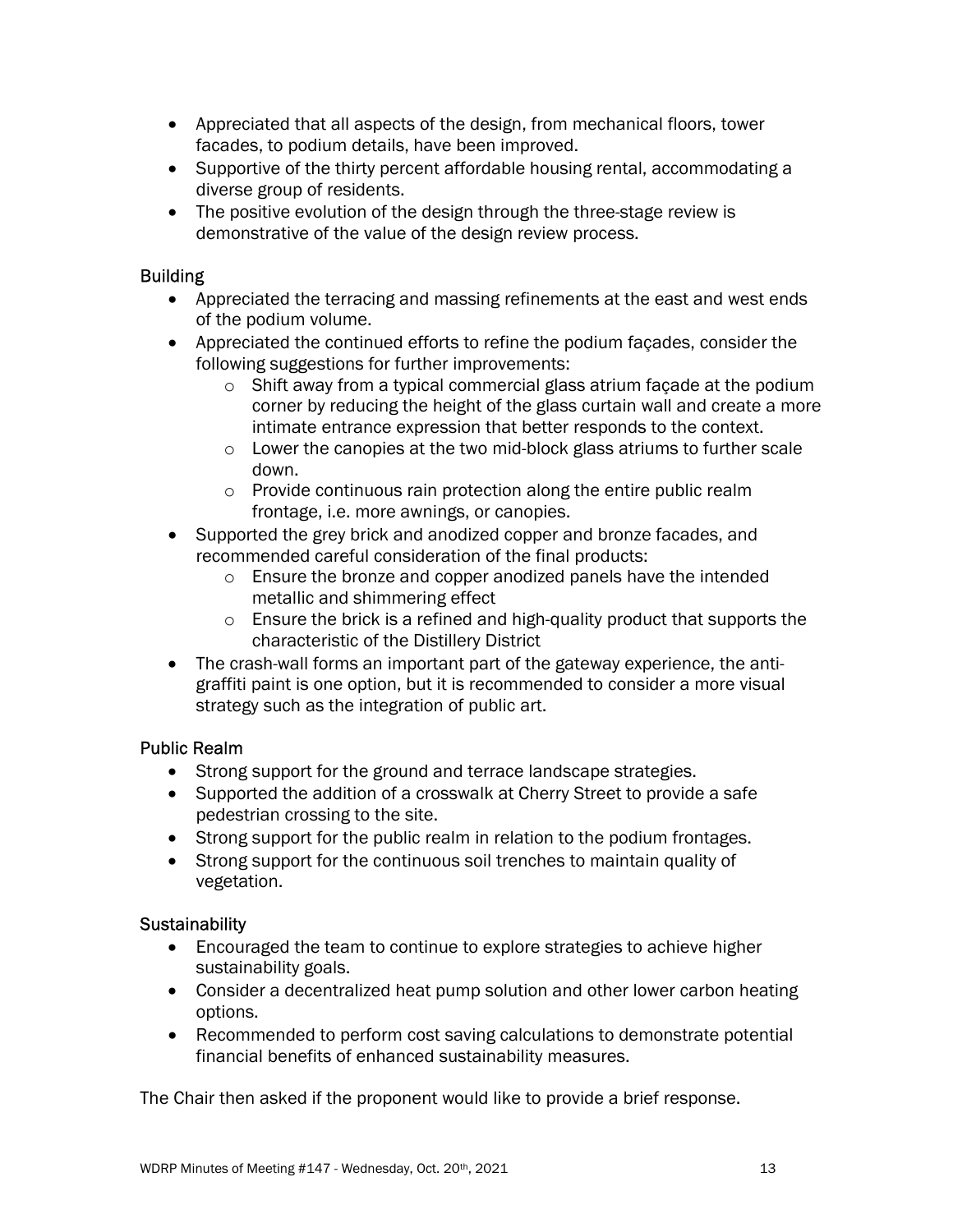- Appreciated that all aspects of the design, from mechanical floors, tower facades, to podium details, have been improved.
- Supportive of the thirty percent affordable housing rental, accommodating a diverse group of residents.
- The positive evolution of the design through the three-stage review is demonstrative of the value of the design review process.

### Building

- Appreciated the terracing and massing refinements at the east and west ends of the podium volume.
- Appreciated the continued efforts to refine the podium façades, consider the following suggestions for further improvements:
    - Shift away from a typical commercial glass atrium façade at the podium corner by reducing the height of the glass curtain wall and create a more intimate entrance expression that better responds to the context.
    - Lower the canopies at the two mid-block glass atriums to further scale down.
    - Provide continuous rain protection along the entire public realm frontage, i.e. more awnings, or canopies.
- Supported the grey brick and anodized copper and bronze facades, and recommended careful consideration of the final products:
    - Ensure the bronze and copper anodized panels have the intended metallic and shimmering effect
    - Ensure the brick is a refined and high-quality product that supports the characteristic of the Distillery District
- The crash-wall forms an important part of the gateway experience, the anti-graffiti paint is one option, but it is recommended to consider a more visual strategy such as the integration of public art.

### Public Realm

- Strong support for the ground and terrace landscape strategies.
- Supported the addition of a crosswalk at Cherry Street to provide a safe pedestrian crossing to the site.
- Strong support for the public realm in relation to the podium frontages.
- Strong support for the continuous soil trenches to maintain quality of vegetation.

### Sustainability

- Encouraged the team to continue to explore strategies to achieve higher sustainability goals.
- Consider a decentralized heat pump solution and other lower carbon heating options.
- Recommended to perform cost saving calculations to demonstrate potential financial benefits of enhanced sustainability measures.

The Chair then asked if the proponent would like to provide a brief response.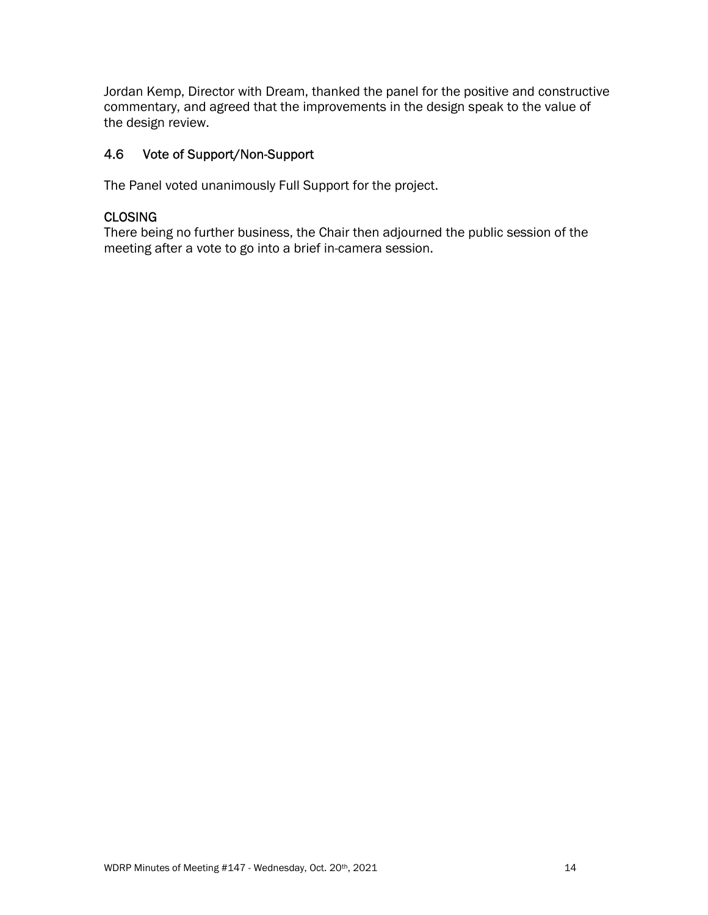Jordan Kemp, Director with Dream, thanked the panel for the positive and constructive commentary, and agreed that the improvements in the design speak to the value of the design review.

### 4.6 Vote of Support/Non-Support

The Panel voted unanimously Full Support for the project.

### CLOSING

There being no further business, the Chair then adjourned the public session of the meeting after a vote to go into a brief in-camera session.